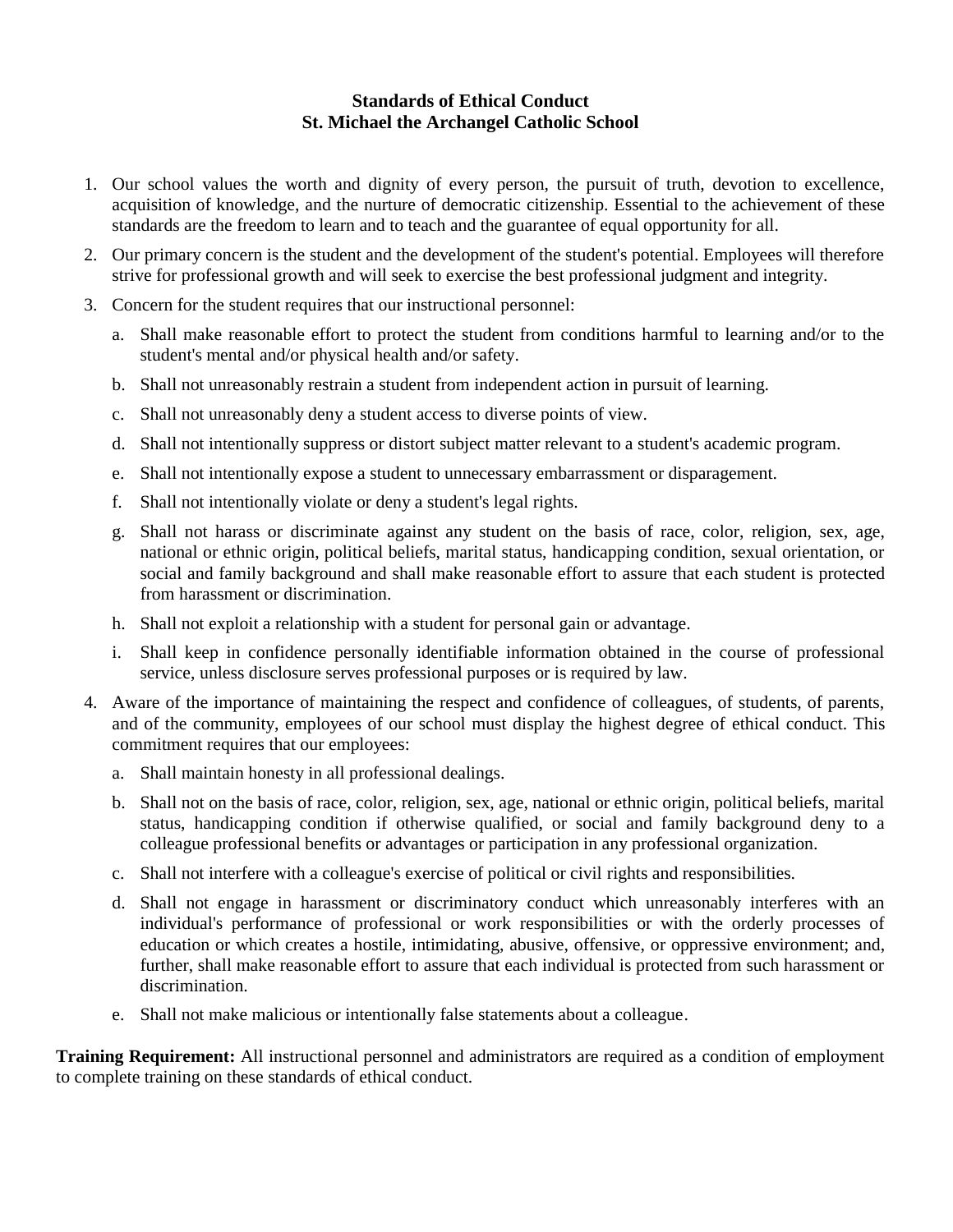# Standards of Ethical Conduct
## St. Michael the Archangel Catholic School

1. Our school values the worth and dignity of every person, the pursuit of truth, devotion to excellence, acquisition of knowledge, and the nurture of democratic citizenship. Essential to the achievement of these standards are the freedom to learn and to teach and the guarantee of equal opportunity for all.

2. Our primary concern is the student and the development of the student's potential. Employees will therefore strive for professional growth and will seek to exercise the best professional judgment and integrity.

3. Concern for the student requires that our instructional personnel:

   a. Shall make reasonable effort to protect the student from conditions harmful to learning and/or to the student's mental and/or physical health and/or safety.

   b. Shall not unreasonably restrain a student from independent action in pursuit of learning.

   c. Shall not unreasonably deny a student access to diverse points of view.

   d. Shall not intentionally suppress or distort subject matter relevant to a student's academic program.

   e. Shall not intentionally expose a student to unnecessary embarrassment or disparagement.

   f. Shall not intentionally violate or deny a student's legal rights.

   g. Shall not harass or discriminate against any student on the basis of race, color, religion, sex, age, national or ethnic origin, political beliefs, marital status, handicapping condition, sexual orientation, or social and family background and shall make reasonable effort to assure that each student is protected from harassment or discrimination.

   h. Shall not exploit a relationship with a student for personal gain or advantage.

   i. Shall keep in confidence personally identifiable information obtained in the course of professional service, unless disclosure serves professional purposes or is required by law.

4. Aware of the importance of maintaining the respect and confidence of colleagues, of students, of parents, and of the community, employees of our school must display the highest degree of ethical conduct. This commitment requires that our employees:

   a. Shall maintain honesty in all professional dealings.

   b. Shall not on the basis of race, color, religion, sex, age, national or ethnic origin, political beliefs, marital status, handicapping condition if otherwise qualified, or social and family background deny to a colleague professional benefits or advantages or participation in any professional organization.

   c. Shall not interfere with a colleague's exercise of political or civil rights and responsibilities.

   d. Shall not engage in harassment or discriminatory conduct which unreasonably interferes with an individual's performance of professional or work responsibilities or with the orderly processes of education or which creates a hostile, intimidating, abusive, offensive, or oppressive environment; and, further, shall make reasonable effort to assure that each individual is protected from such harassment or discrimination.

   e. Shall not make malicious or intentionally false statements about a colleague.

**Training Requirement:** All instructional personnel and administrators are required as a condition of employment to complete training on these standards of ethical conduct.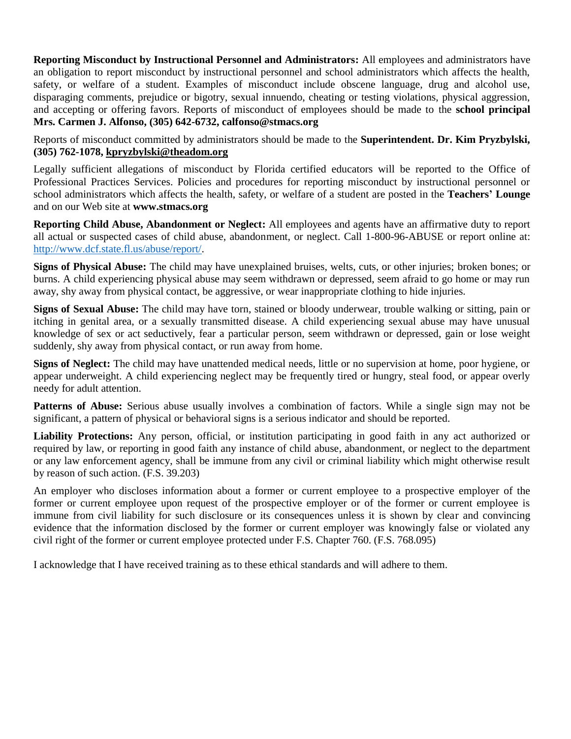**Reporting Misconduct by Instructional Personnel and Administrators:** All employees and administrators have an obligation to report misconduct by instructional personnel and school administrators which affects the health, safety, or welfare of a student. Examples of misconduct include obscene language, drug and alcohol use, disparaging comments, prejudice or bigotry, sexual innuendo, cheating or testing violations, physical aggression, and accepting or offering favors. Reports of misconduct of employees should be made to the **school principal Mrs. Carmen J. Alfonso, (305) 642-6732, calfonso@stmacs.org**

Reports of misconduct committed by administrators should be made to the **Superintendent. Dr. Kim Pryzbylski, (305) 762-1078, kpryzbylski@theadom.org**

Legally sufficient allegations of misconduct by Florida certified educators will be reported to the Office of Professional Practices Services. Policies and procedures for reporting misconduct by instructional personnel or school administrators which affects the health, safety, or welfare of a student are posted in the **Teachers' Lounge** and on our Web site at **www.stmacs.org**

**Reporting Child Abuse, Abandonment or Neglect:** All employees and agents have an affirmative duty to report all actual or suspected cases of child abuse, abandonment, or neglect. Call 1-800-96-ABUSE or report online at: http://www.dcf.state.fl.us/abuse/report/.

**Signs of Physical Abuse:** The child may have unexplained bruises, welts, cuts, or other injuries; broken bones; or burns. A child experiencing physical abuse may seem withdrawn or depressed, seem afraid to go home or may run away, shy away from physical contact, be aggressive, or wear inappropriate clothing to hide injuries.

**Signs of Sexual Abuse:** The child may have torn, stained or bloody underwear, trouble walking or sitting, pain or itching in genital area, or a sexually transmitted disease. A child experiencing sexual abuse may have unusual knowledge of sex or act seductively, fear a particular person, seem withdrawn or depressed, gain or lose weight suddenly, shy away from physical contact, or run away from home.

**Signs of Neglect:** The child may have unattended medical needs, little or no supervision at home, poor hygiene, or appear underweight. A child experiencing neglect may be frequently tired or hungry, steal food, or appear overly needy for adult attention.

**Patterns of Abuse:** Serious abuse usually involves a combination of factors. While a single sign may not be significant, a pattern of physical or behavioral signs is a serious indicator and should be reported.

**Liability Protections:** Any person, official, or institution participating in good faith in any act authorized or required by law, or reporting in good faith any instance of child abuse, abandonment, or neglect to the department or any law enforcement agency, shall be immune from any civil or criminal liability which might otherwise result by reason of such action. (F.S. 39.203)

An employer who discloses information about a former or current employee to a prospective employer of the former or current employee upon request of the prospective employer or of the former or current employee is immune from civil liability for such disclosure or its consequences unless it is shown by clear and convincing evidence that the information disclosed by the former or current employer was knowingly false or violated any civil right of the former or current employee protected under F.S. Chapter 760. (F.S. 768.095)

I acknowledge that I have received training as to these ethical standards and will adhere to them.